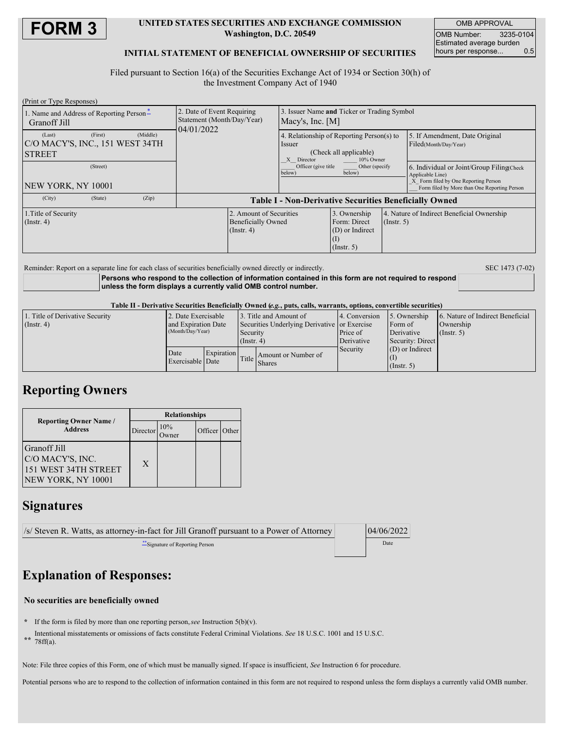# FORM 3

**UNITED STATES SECURITIES AND EXCHANGE COMMISSION**
**Washington, D.C. 20549**

**INITIAL STATEMENT OF BENEFICIAL OWNERSHIP OF SECURITIES**

| OMB APPROVAL | |
|---|---|
| OMB Number: | 3235-0104 |
| Estimated average burden hours per response... | 0.5 |

Filed pursuant to Section 16(a) of the Securities Exchange Act of 1934 or Section 30(h) of the Investment Company Act of 1940

(Print or Type Responses)

| 1. Name and Address of Reporting Person* | 2. Date of Event Requiring Statement (Month/Day/Year) | 3. Issuer Name **and** Ticker or Trading Symbol |
|---|---|---|
| Granoff Jill<br>(Last) (First) (Middle)<br>C/O MACY'S, INC., 151 WEST 34TH STREET<br>(Street)<br>NEW YORK, NY 10001<br>(City) (State) (Zip) | 04/01/2022 | Macy's, Inc. [M] |

| 4. Relationship of Reporting Person(s) to Issuer (Check all applicable) | 5. If Amendment, Date Original Filed(Month/Day/Year) | 6. Individual or Joint/Group Filing(Check Applicable Line) |
|---|---|---|
| _X_ Director ___ 10% Owner<br>___ Officer (give title below) ___ Other (specify below) | | _X_ Form filed by One Reporting Person<br>___ Form filed by More than One Reporting Person |

**Table I - Non-Derivative Securities Beneficially Owned**

| 1.Title of Security (Instr. 4) | 2. Amount of Securities Beneficially Owned (Instr. 4) | 3. Ownership Form: Direct (D) or Indirect (I) (Instr. 5) | 4. Nature of Indirect Beneficial Ownership (Instr. 5) |
|---|---|---|---|

Reminder: Report on a separate line for each class of securities beneficially owned directly or indirectly.

SEC 1473 (7-02)

**Persons who respond to the collection of information contained in this form are not required to respond unless the form displays a currently valid OMB control number.**

**Table II - Derivative Securities Beneficially Owned (*e.g.*, puts, calls, warrants, options, convertible securities)**

| 1. Title of Derivative Security (Instr. 4) | 2. Date Exercisable and Expiration Date (Month/Day/Year) | | 3. Title and Amount of Securities Underlying Derivative Security (Instr. 4) | | 4. Conversion or Exercise Price of Derivative Security | 5. Ownership Form of Derivative Security: Direct (D) or Indirect (I) (Instr. 5) | 6. Nature of Indirect Beneficial Ownership (Instr. 5) |
|---|---|---|---|---|---|---|---|
| | Date Exercisable | Expiration Date | Title | Amount or Number of Shares | | | |

## Reporting Owners

| Reporting Owner Name / Address | Relationships | | | |
|---|---|---|---|---|
| | Director | 10% Owner | Officer | Other |
| Granoff Jill<br>C/O MACY'S, INC.<br>151 WEST 34TH STREET<br>NEW YORK, NY 10001 | X | | | |

## Signatures

| /s/ Steven R. Watts, as attorney-in-fact for Jill Granoff pursuant to a Power of Attorney | 04/06/2022 |
|---|---|
| **Signature of Reporting Person | Date |

## Explanation of Responses:

**No securities are beneficially owned**

\* If the form is filed by more than one reporting person, *see* Instruction 5(b)(v).

\*\* Intentional misstatements or omissions of facts constitute Federal Criminal Violations. *See* 18 U.S.C. 1001 and 15 U.S.C. 78ff(a).

Note: File three copies of this Form, one of which must be manually signed. If space is insufficient, *See* Instruction 6 for procedure.

Potential persons who are to respond to the collection of information contained in this form are not required to respond unless the form displays a currently valid OMB number.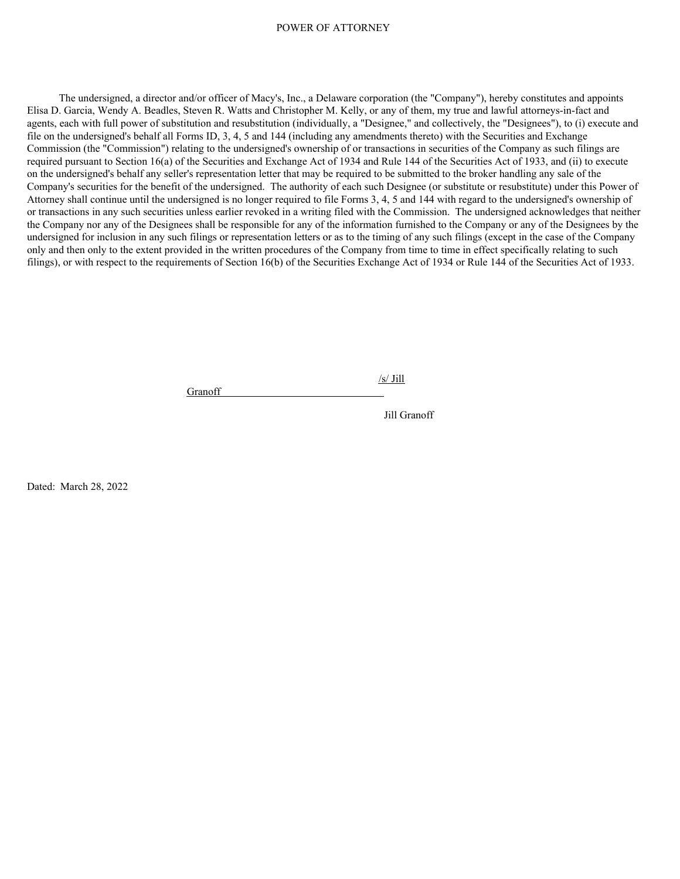# POWER OF ATTORNEY

The undersigned, a director and/or officer of Macy's, Inc., a Delaware corporation (the "Company"), hereby constitutes and appoints Elisa D. Garcia, Wendy A. Beadles, Steven R. Watts and Christopher M. Kelly, or any of them, my true and lawful attorneys-in-fact and agents, each with full power of substitution and resubstitution (individually, a "Designee," and collectively, the "Designees"), to (i) execute and file on the undersigned's behalf all Forms ID, 3, 4, 5 and 144 (including any amendments thereto) with the Securities and Exchange Commission (the "Commission") relating to the undersigned's ownership of or transactions in securities of the Company as such filings are required pursuant to Section 16(a) of the Securities and Exchange Act of 1934 and Rule 144 of the Securities Act of 1933, and (ii) to execute on the undersigned's behalf any seller's representation letter that may be required to be submitted to the broker handling any sale of the Company's securities for the benefit of the undersigned. The authority of each such Designee (or substitute or resubstitute) under this Power of Attorney shall continue until the undersigned is no longer required to file Forms 3, 4, 5 and 144 with regard to the undersigned's ownership of or transactions in any such securities unless earlier revoked in a writing filed with the Commission. The undersigned acknowledges that neither the Company nor any of the Designees shall be responsible for any of the information furnished to the Company or any of the Designees by the undersigned for inclusion in any such filings or representation letters or as to the timing of any such filings (except in the case of the Company only and then only to the extent provided in the written procedures of the Company from time to time in effect specifically relating to such filings), or with respect to the requirements of Section 16(b) of the Securities Exchange Act of 1934 or Rule 144 of the Securities Act of 1933.

/s/ Jill Granoff

Jill Granoff

Dated: March 28, 2022